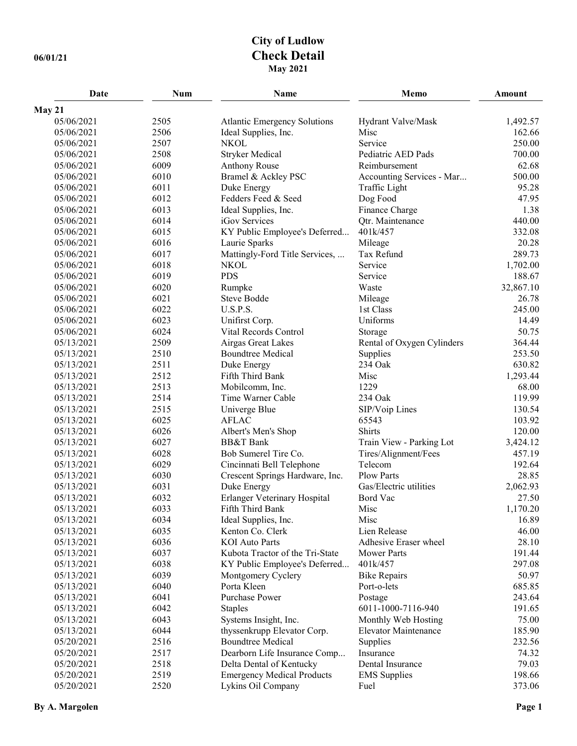# City of Ludlow
## Check Detail
**May 2021**

06/01/21

| Date | Num | Name | Memo | Amount |
|---|---|---|---|---|
| **May 21** | | | | |
| 05/06/2021 | 2505 | Atlantic Emergency Solutions | Hydrant Valve/Mask | 1,492.57 |
| 05/06/2021 | 2506 | Ideal Supplies, Inc. | Misc | 162.66 |
| 05/06/2021 | 2507 | NKOL | Service | 250.00 |
| 05/06/2021 | 2508 | Stryker Medical | Pediatric AED Pads | 700.00 |
| 05/06/2021 | 6009 | Anthony Rouse | Reimbursement | 62.68 |
| 05/06/2021 | 6010 | Bramel & Ackley PSC | Accounting Services - Mar... | 500.00 |
| 05/06/2021 | 6011 | Duke Energy | Traffic Light | 95.28 |
| 05/06/2021 | 6012 | Fedders Feed & Seed | Dog Food | 47.95 |
| 05/06/2021 | 6013 | Ideal Supplies, Inc. | Finance Charge | 1.38 |
| 05/06/2021 | 6014 | iGov Services | Qtr. Maintenance | 440.00 |
| 05/06/2021 | 6015 | KY Public Employee's Deferred... | 401k/457 | 332.08 |
| 05/06/2021 | 6016 | Laurie Sparks | Mileage | 20.28 |
| 05/06/2021 | 6017 | Mattingly-Ford Title Services, ... | Tax Refund | 289.73 |
| 05/06/2021 | 6018 | NKOL | Service | 1,702.00 |
| 05/06/2021 | 6019 | PDS | Service | 188.67 |
| 05/06/2021 | 6020 | Rumpke | Waste | 32,867.10 |
| 05/06/2021 | 6021 | Steve Bodde | Mileage | 26.78 |
| 05/06/2021 | 6022 | U.S.P.S. | 1st Class | 245.00 |
| 05/06/2021 | 6023 | Unifirst Corp. | Uniforms | 14.49 |
| 05/06/2021 | 6024 | Vital Records Control | Storage | 50.75 |
| 05/13/2021 | 2509 | Airgas Great Lakes | Rental of Oxygen Cylinders | 364.44 |
| 05/13/2021 | 2510 | Boundtree Medical | Supplies | 253.50 |
| 05/13/2021 | 2511 | Duke Energy | 234 Oak | 630.82 |
| 05/13/2021 | 2512 | Fifth Third Bank | Misc | 1,293.44 |
| 05/13/2021 | 2513 | Mobilcomm, Inc. | 1229 | 68.00 |
| 05/13/2021 | 2514 | Time Warner Cable | 234 Oak | 119.99 |
| 05/13/2021 | 2515 | Univerge Blue | SIP/Voip Lines | 130.54 |
| 05/13/2021 | 6025 | AFLAC | 65543 | 103.92 |
| 05/13/2021 | 6026 | Albert's Men's Shop | Shirts | 120.00 |
| 05/13/2021 | 6027 | BB&T Bank | Train View - Parking Lot | 3,424.12 |
| 05/13/2021 | 6028 | Bob Sumerel Tire Co. | Tires/Alignment/Fees | 457.19 |
| 05/13/2021 | 6029 | Cincinnati Bell Telephone | Telecom | 192.64 |
| 05/13/2021 | 6030 | Crescent Springs Hardware, Inc. | Plow Parts | 28.85 |
| 05/13/2021 | 6031 | Duke Energy | Gas/Electric utilities | 2,062.93 |
| 05/13/2021 | 6032 | Erlanger Veterinary Hospital | Bord Vac | 27.50 |
| 05/13/2021 | 6033 | Fifth Third Bank | Misc | 1,170.20 |
| 05/13/2021 | 6034 | Ideal Supplies, Inc. | Misc | 16.89 |
| 05/13/2021 | 6035 | Kenton Co. Clerk | Lien Release | 46.00 |
| 05/13/2021 | 6036 | KOI Auto Parts | Adhesive Eraser wheel | 28.10 |
| 05/13/2021 | 6037 | Kubota Tractor of the Tri-State | Mower Parts | 191.44 |
| 05/13/2021 | 6038 | KY Public Employee's Deferred... | 401k/457 | 297.08 |
| 05/13/2021 | 6039 | Montgomery Cyclery | Bike Repairs | 50.97 |
| 05/13/2021 | 6040 | Porta Kleen | Port-o-lets | 685.85 |
| 05/13/2021 | 6041 | Purchase Power | Postage | 243.64 |
| 05/13/2021 | 6042 | Staples | 6011-1000-7116-940 | 191.65 |
| 05/13/2021 | 6043 | Systems Insight, Inc. | Monthly Web Hosting | 75.00 |
| 05/13/2021 | 6044 | thyssenkrupp Elevator Corp. | Elevator Maintenance | 185.90 |
| 05/20/2021 | 2516 | Boundtree Medical | Supplies | 232.56 |
| 05/20/2021 | 2517 | Dearborn Life Insurance Comp... | Insurance | 74.32 |
| 05/20/2021 | 2518 | Delta Dental of Kentucky | Dental Insurance | 79.03 |
| 05/20/2021 | 2519 | Emergency Medical Products | EMS Supplies | 198.66 |
| 05/20/2021 | 2520 | Lykins Oil Company | Fuel | 373.06 |

By A. Margolen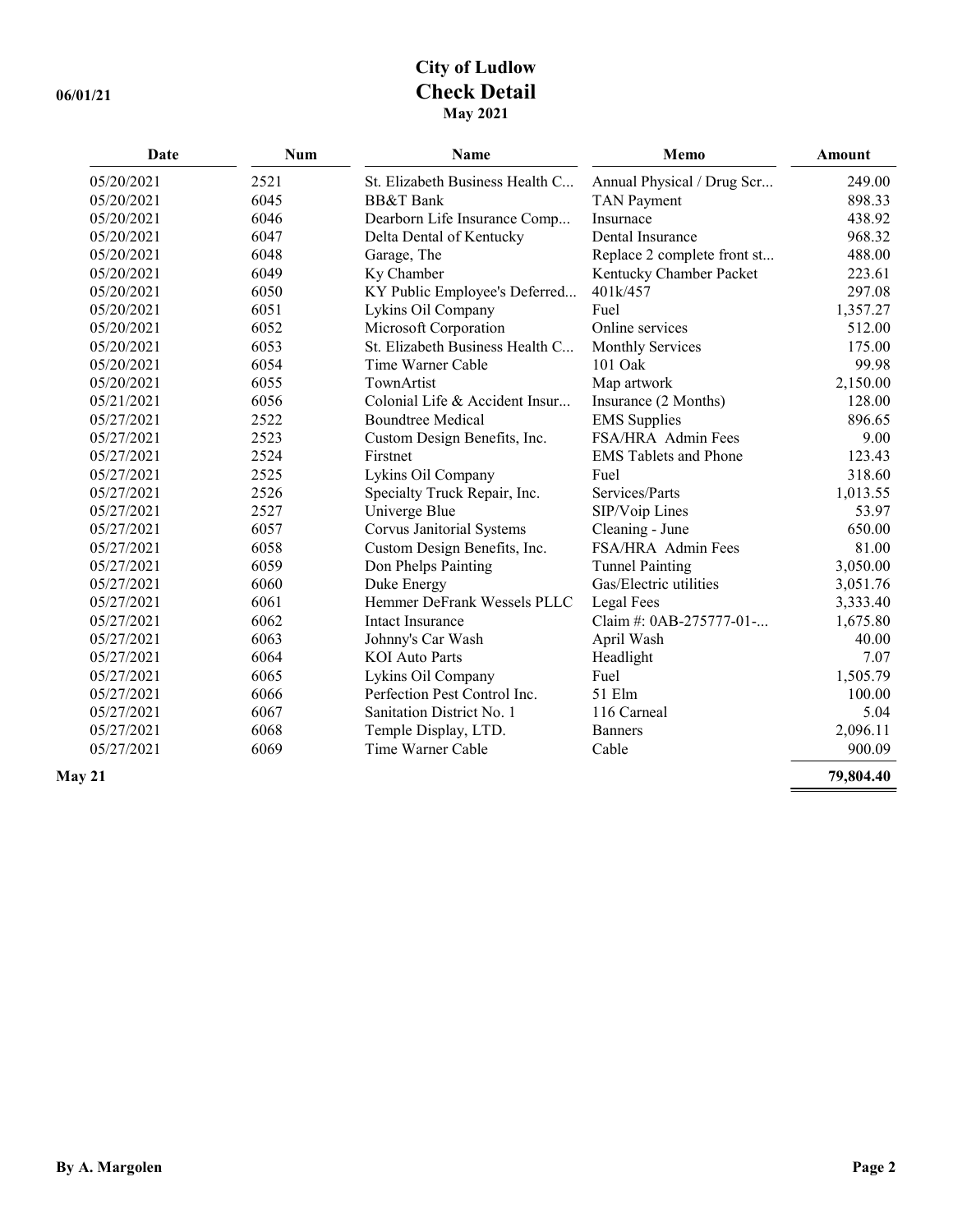# City of Ludlow
## Check Detail
### May 2021

06/01/21

| Date | Num | Name | Memo | Amount |
|---|---|---|---|---|
| 05/20/2021 | 2521 | St. Elizabeth Business Health C... | Annual Physical / Drug Scr... | 249.00 |
| 05/20/2021 | 6045 | BB&T Bank | TAN Payment | 898.33 |
| 05/20/2021 | 6046 | Dearborn Life Insurance Comp... | Insurnace | 438.92 |
| 05/20/2021 | 6047 | Delta Dental of Kentucky | Dental Insurance | 968.32 |
| 05/20/2021 | 6048 | Garage, The | Replace 2 complete front st... | 488.00 |
| 05/20/2021 | 6049 | Ky Chamber | Kentucky Chamber Packet | 223.61 |
| 05/20/2021 | 6050 | KY Public Employee's Deferred... | 401k/457 | 297.08 |
| 05/20/2021 | 6051 | Lykins Oil Company | Fuel | 1,357.27 |
| 05/20/2021 | 6052 | Microsoft Corporation | Online services | 512.00 |
| 05/20/2021 | 6053 | St. Elizabeth Business Health C... | Monthly Services | 175.00 |
| 05/20/2021 | 6054 | Time Warner Cable | 101 Oak | 99.98 |
| 05/20/2021 | 6055 | TownArtist | Map artwork | 2,150.00 |
| 05/21/2021 | 6056 | Colonial Life & Accident Insur... | Insurance (2 Months) | 128.00 |
| 05/27/2021 | 2522 | Boundtree Medical | EMS Supplies | 896.65 |
| 05/27/2021 | 2523 | Custom Design Benefits, Inc. | FSA/HRA Admin Fees | 9.00 |
| 05/27/2021 | 2524 | Firstnet | EMS Tablets and Phone | 123.43 |
| 05/27/2021 | 2525 | Lykins Oil Company | Fuel | 318.60 |
| 05/27/2021 | 2526 | Specialty Truck Repair, Inc. | Services/Parts | 1,013.55 |
| 05/27/2021 | 2527 | Univerge Blue | SIP/Voip Lines | 53.97 |
| 05/27/2021 | 6057 | Corvus Janitorial Systems | Cleaning - June | 650.00 |
| 05/27/2021 | 6058 | Custom Design Benefits, Inc. | FSA/HRA Admin Fees | 81.00 |
| 05/27/2021 | 6059 | Don Phelps Painting | Tunnel Painting | 3,050.00 |
| 05/27/2021 | 6060 | Duke Energy | Gas/Electric utilities | 3,051.76 |
| 05/27/2021 | 6061 | Hemmer DeFrank Wessels PLLC | Legal Fees | 3,333.40 |
| 05/27/2021 | 6062 | Intact Insurance | Claim #: 0AB-275777-01-... | 1,675.80 |
| 05/27/2021 | 6063 | Johnny's Car Wash | April Wash | 40.00 |
| 05/27/2021 | 6064 | KOI Auto Parts | Headlight | 7.07 |
| 05/27/2021 | 6065 | Lykins Oil Company | Fuel | 1,505.79 |
| 05/27/2021 | 6066 | Perfection Pest Control Inc. | 51 Elm | 100.00 |
| 05/27/2021 | 6067 | Sanitation District No. 1 | 116 Carneal | 5.04 |
| 05/27/2021 | 6068 | Temple Display, LTD. | Banners | 2,096.11 |
| 05/27/2021 | 6069 | Time Warner Cable | Cable | 900.09 |
| **May 21** | | | | **79,804.40** |

By A. Margolen